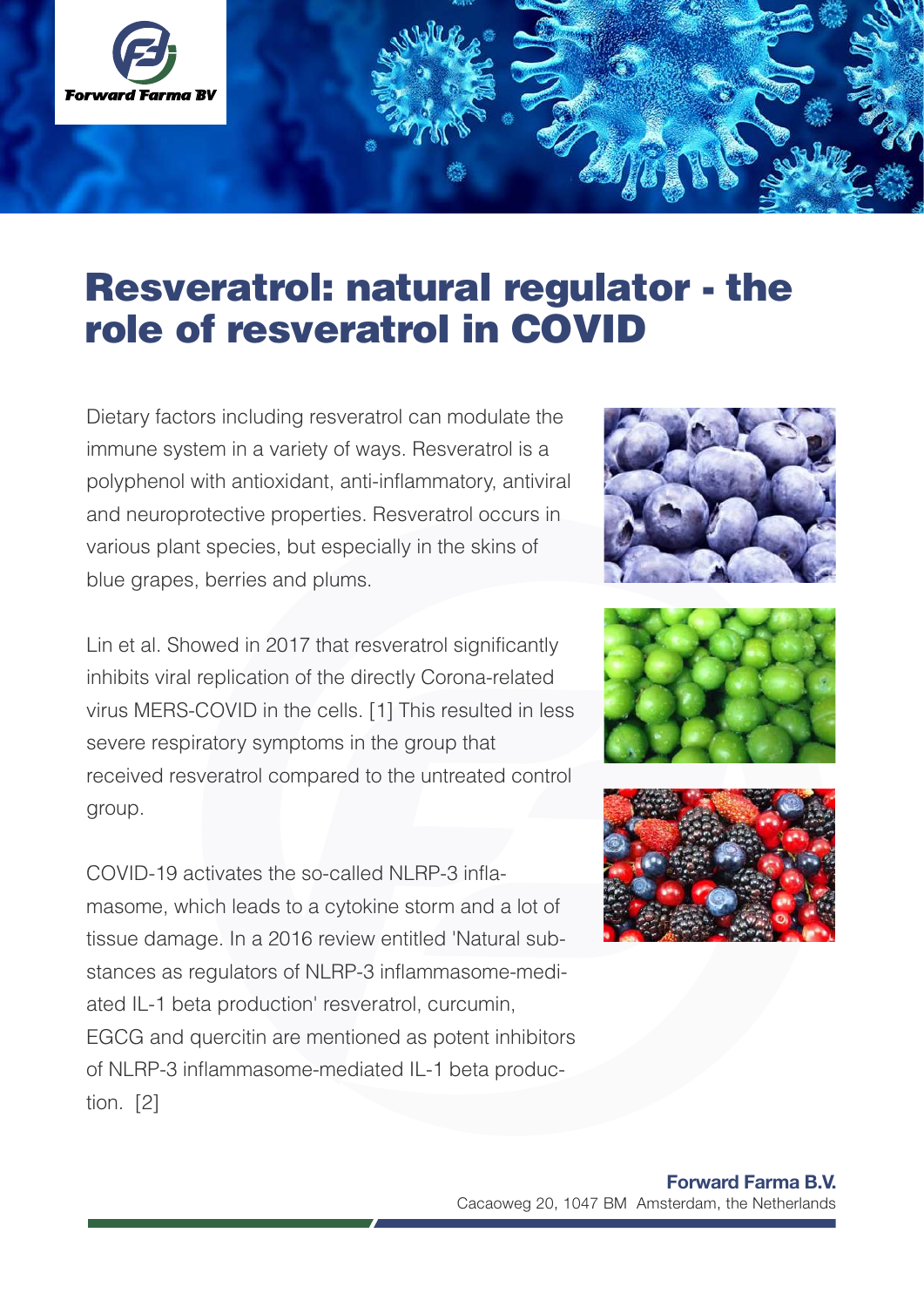# Resveratrol: natural regulator - the role of resveratrol in COVID

Dietary factors including resveratrol can modulate the immune system in a variety of ways. Resveratrol is a polyphenol with antioxidant, anti-inflammatory, antiviral and neuroprotective properties. Resveratrol occurs in various plant species, but especially in the skins of blue grapes, berries and plums.

Lin et al. Showed in 2017 that resveratrol significantly inhibits viral replication of the directly Corona-related virus MERS-COVID in the cells. [1] This resulted in less severe respiratory symptoms in the group that received resveratrol compared to the untreated control group.

COVID-19 activates the so-called NLRP-3 inflammasome, which leads to a cytokine storm and a lot of tissue damage. In a 2016 review entitled 'Natural substances as regulators of NLRP-3 inflammasome-mediated IL-1 beta production' resveratrol, curcumin, EGCG and quercitin are mentioned as potent inhibitors of NLRP-3 inflammasome-mediated IL-1 beta production. [2]

**Forward Farma B.V.**
Cacaoweg 20, 1047 BM Amsterdam, the Netherlands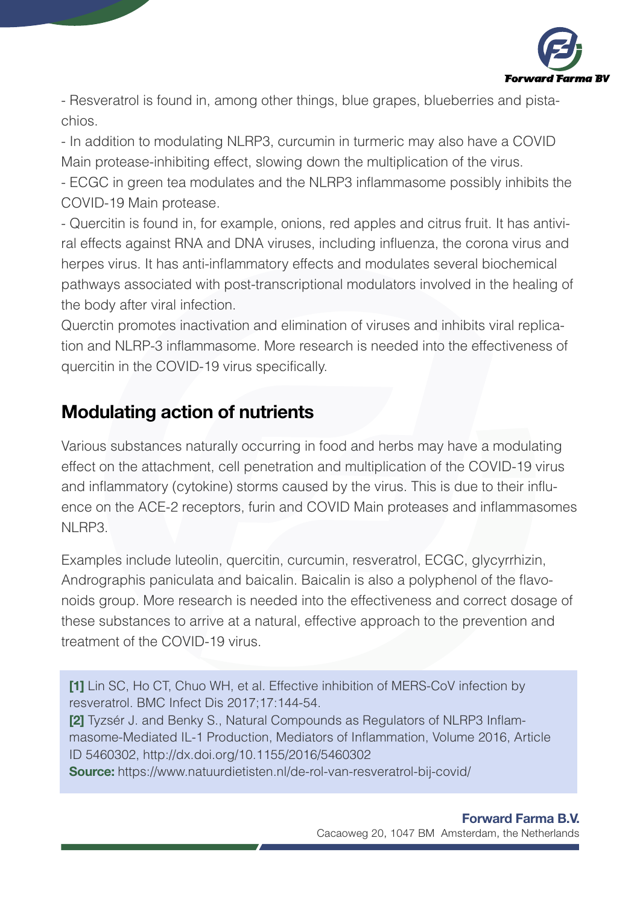- Resveratrol is found in, among other things, blue grapes, blueberries and pistachios.

- In addition to modulating NLRP3, curcumin in turmeric may also have a COVID Main protease-inhibiting effect, slowing down the multiplication of the virus.

- ECGC in green tea modulates and the NLRP3 inflammasome possibly inhibits the COVID-19 Main protease.

- Quercitin is found in, for example, onions, red apples and citrus fruit. It has antiviral effects against RNA and DNA viruses, including influenza, the corona virus and herpes virus. It has anti-inflammatory effects and modulates several biochemical pathways associated with post-transcriptional modulators involved in the healing of the body after viral infection.

Querctin promotes inactivation and elimination of viruses and inhibits viral replication and NLRP-3 inflammasome. More research is needed into the effectiveness of quercitin in the COVID-19 virus specifically.

## Modulating action of nutrients

Various substances naturally occurring in food and herbs may have a modulating effect on the attachment, cell penetration and multiplication of the COVID-19 virus and inflammatory (cytokine) storms caused by the virus. This is due to their influence on the ACE-2 receptors, furin and COVID Main proteases and inflammasomes NLRP3.

Examples include luteolin, quercitin, curcumin, resveratrol, ECGC, glycyrrhizin, Andrographis paniculata and baicalin. Baicalin is also a polyphenol of the flavonoids group. More research is needed into the effectiveness and correct dosage of these substances to arrive at a natural, effective approach to the prevention and treatment of the COVID-19 virus.

**[1]** Lin SC, Ho CT, Chuo WH, et al. Effective inhibition of MERS-CoV infection by resveratrol. BMC Infect Dis 2017;17:144-54.
**[2]** Tyzsér J. and Benky S., Natural Compounds as Regulators of NLRP3 Inflammasome-Mediated IL-1 Production, Mediators of Inflammation, Volume 2016, Article ID 5460302, http://dx.doi.org/10.1155/2016/5460302
**Source:** https://www.natuurdietisten.nl/de-rol-van-resveratrol-bij-covid/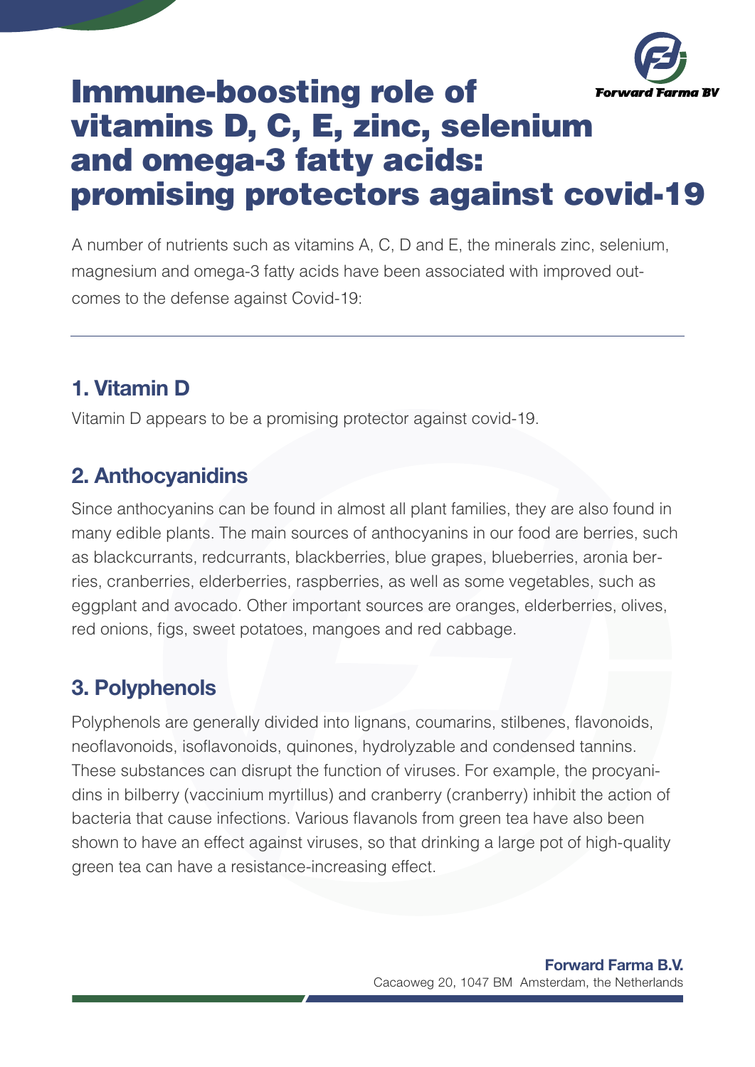# Immune-boosting role of vitamins D, C, E, zinc, selenium and omega-3 fatty acids: promising protectors against covid-19

A number of nutrients such as vitamins A, C, D and E, the minerals zinc, selenium, magnesium and omega-3 fatty acids have been associated with improved outcomes to the defense against Covid-19:

---

## 1. Vitamin D

Vitamin D appears to be a promising protector against covid-19.

## 2. Anthocyanidins

Since anthocyanins can be found in almost all plant families, they are also found in many edible plants. The main sources of anthocyanins in our food are berries, such as blackcurrants, redcurrants, blackberries, blue grapes, blueberries, aronia berries, cranberries, elderberries, raspberries, as well as some vegetables, such as eggplant and avocado. Other important sources are oranges, elderberries, olives, red onions, figs, sweet potatoes, mangoes and red cabbage.

## 3. Polyphenols

Polyphenols are generally divided into lignans, coumarins, stilbenes, flavonoids, neoflavonoids, isoflavonoids, quinones, hydrolyzable and condensed tannins. These substances can disrupt the function of viruses. For example, the procyanidins in bilberry (vaccinium myrtillus) and cranberry (cranberry) inhibit the action of bacteria that cause infections. Various flavanols from green tea have also been shown to have an effect against viruses, so that drinking a large pot of high-quality green tea can have a resistance-increasing effect.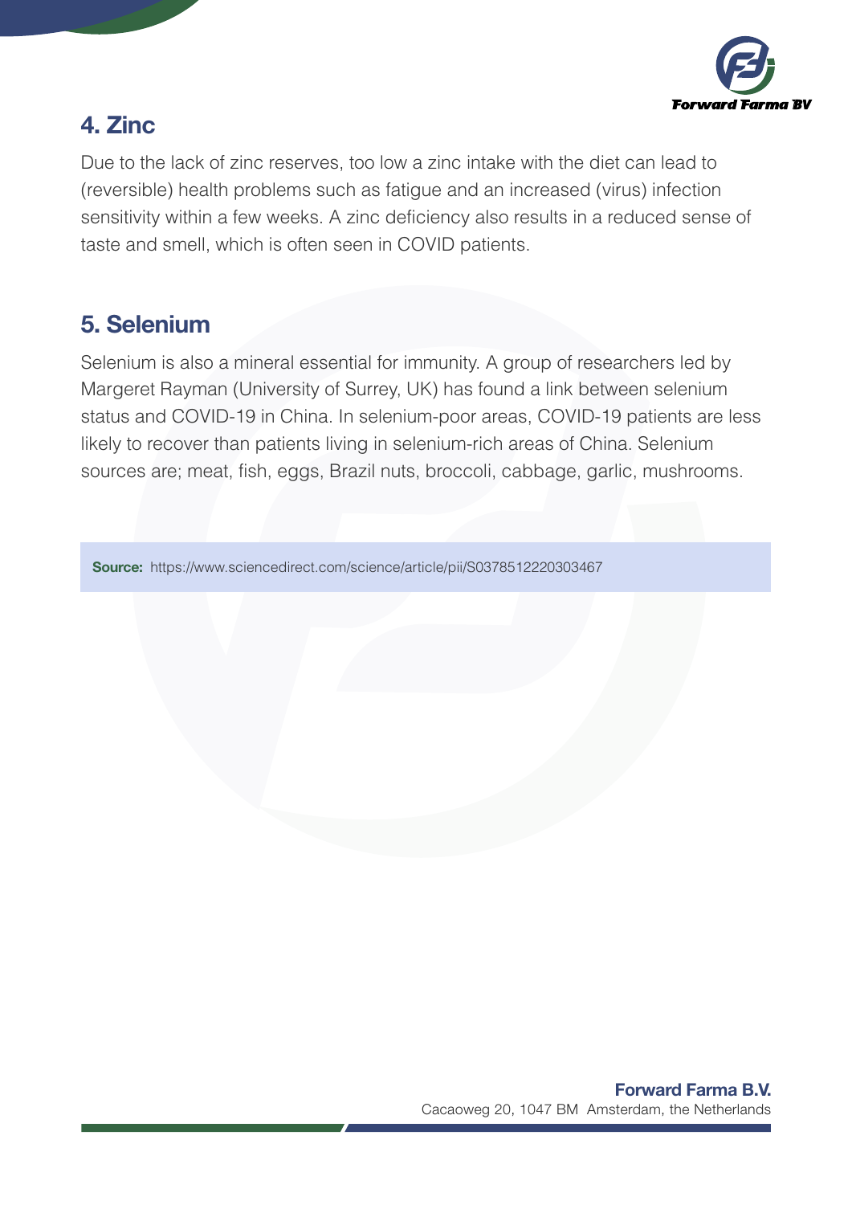## 4. Zinc

Due to the lack of zinc reserves, too low a zinc intake with the diet can lead to (reversible) health problems such as fatigue and an increased (virus) infection sensitivity within a few weeks. A zinc deficiency also results in a reduced sense of taste and smell, which is often seen in COVID patients.

## 5. Selenium

Selenium is also a mineral essential for immunity. A group of researchers led by Margeret Rayman (University of Surrey, UK) has found a link between selenium status and COVID-19 in China. In selenium-poor areas, COVID-19 patients are less likely to recover than patients living in selenium-rich areas of China. Selenium sources are; meat, fish, eggs, Brazil nuts, broccoli, cabbage, garlic, mushrooms.

**Source:** https://www.sciencedirect.com/science/article/pii/S0378512220303467

**Forward Farma B.V.**
Cacaoweg 20, 1047 BM Amsterdam, the Netherlands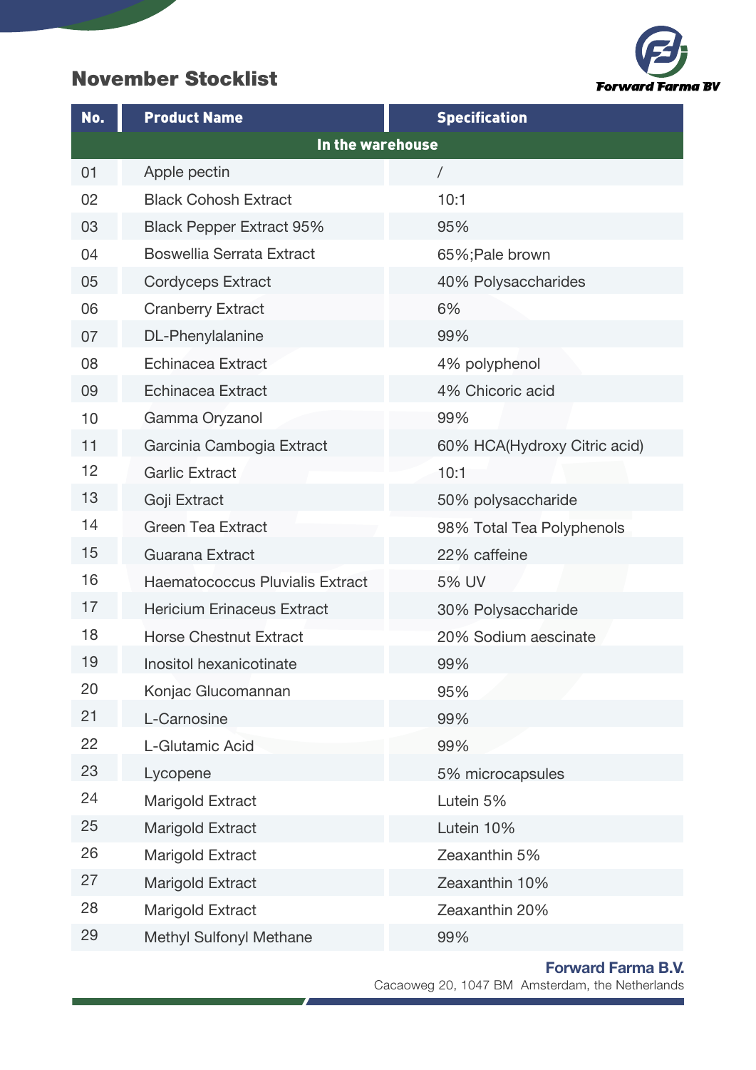## November Stocklist

Forward Farma BV

| No. | Product Name | Specification |
|---|---|---|
| **In the warehouse** | | |
| 01 | Apple pectin | / |
| 02 | Black Cohosh Extract | 10:1 |
| 03 | Black Pepper Extract 95% | 95% |
| 04 | Boswellia Serrata Extract | 65%;Pale brown |
| 05 | Cordyceps Extract | 40% Polysaccharides |
| 06 | Cranberry Extract | 6% |
| 07 | DL-Phenylalanine | 99% |
| 08 | Echinacea Extract | 4% polyphenol |
| 09 | Echinacea Extract | 4% Chicoric acid |
| 10 | Gamma Oryzanol | 99% |
| 11 | Garcinia Cambogia Extract | 60% HCA(Hydroxy Citric acid) |
| 12 | Garlic Extract | 10:1 |
| 13 | Goji Extract | 50% polysaccharide |
| 14 | Green Tea Extract | 98% Total Tea Polyphenols |
| 15 | Guarana Extract | 22% caffeine |
| 16 | Haematococcus Pluvialis Extract | 5% UV |
| 17 | Hericium Erinaceus Extract | 30% Polysaccharide |
| 18 | Horse Chestnut Extract | 20% Sodium aescinate |
| 19 | Inositol hexanicotinate | 99% |
| 20 | Konjac Glucomannan | 95% |
| 21 | L-Carnosine | 99% |
| 22 | L-Glutamic Acid | 99% |
| 23 | Lycopene | 5% microcapsules |
| 24 | Marigold Extract | Lutein 5% |
| 25 | Marigold Extract | Lutein 10% |
| 26 | Marigold Extract | Zeaxanthin 5% |
| 27 | Marigold Extract | Zeaxanthin 10% |
| 28 | Marigold Extract | Zeaxanthin 20% |
| 29 | Methyl Sulfonyl Methane | 99% |

**Forward Farma B.V.**
Cacaoweg 20, 1047 BM Amsterdam, the Netherlands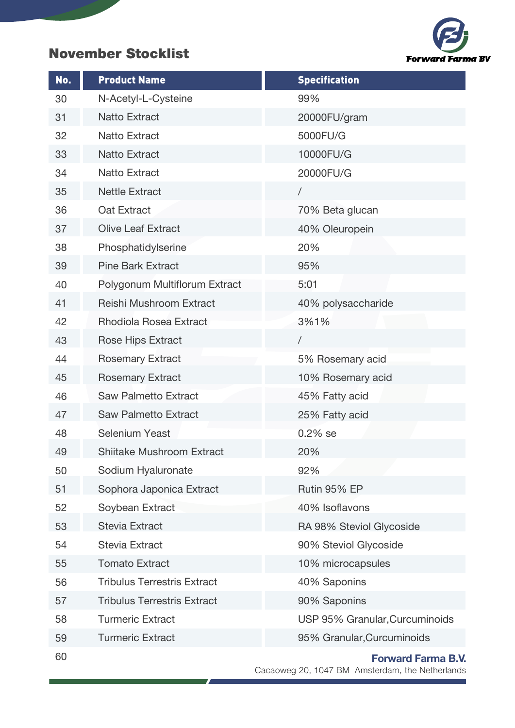## November Stocklist

**Forward Farma BV**

| No. | Product Name | Specification |
|---|---|---|
| 30 | N-Acetyl-L-Cysteine | 99% |
| 31 | Natto Extract | 20000FU/gram |
| 32 | Natto Extract | 5000FU/G |
| 33 | Natto Extract | 10000FU/G |
| 34 | Natto Extract | 20000FU/G |
| 35 | Nettle Extract | / |
| 36 | Oat Extract | 70% Beta glucan |
| 37 | Olive Leaf Extract | 40% Oleuropein |
| 38 | Phosphatidylserine | 20% |
| 39 | Pine Bark Extract | 95% |
| 40 | Polygonum Multiflorum Extract | 5:01 |
| 41 | Reishi Mushroom Extract | 40% polysaccharide |
| 42 | Rhodiola Rosea Extract | 3%1% |
| 43 | Rose Hips Extract | / |
| 44 | Rosemary Extract | 5% Rosemary acid |
| 45 | Rosemary Extract | 10% Rosemary acid |
| 46 | Saw Palmetto Extract | 45% Fatty acid |
| 47 | Saw Palmetto Extract | 25% Fatty acid |
| 48 | Selenium Yeast | 0.2% se |
| 49 | Shiitake Mushroom Extract | 20% |
| 50 | Sodium Hyaluronate | 92% |
| 51 | Sophora Japonica Extract | Rutin 95% EP |
| 52 | Soybean Extract | 40% Isoflavons |
| 53 | Stevia Extract | RA 98% Steviol Glycoside |
| 54 | Stevia Extract | 90% Steviol Glycoside |
| 55 | Tomato Extract | 10% microcapsules |
| 56 | Tribulus Terrestris Extract | 40% Saponins |
| 57 | Tribulus Terrestris Extract | 90% Saponins |
| 58 | Turmeric Extract | USP 95% Granular,Curcuminoids |
| 59 | Turmeric Extract | 95% Granular,Curcuminoids |
| 60 | | |

**Forward Farma B.V.**
Cacaoweg 20, 1047 BM Amsterdam, the Netherlands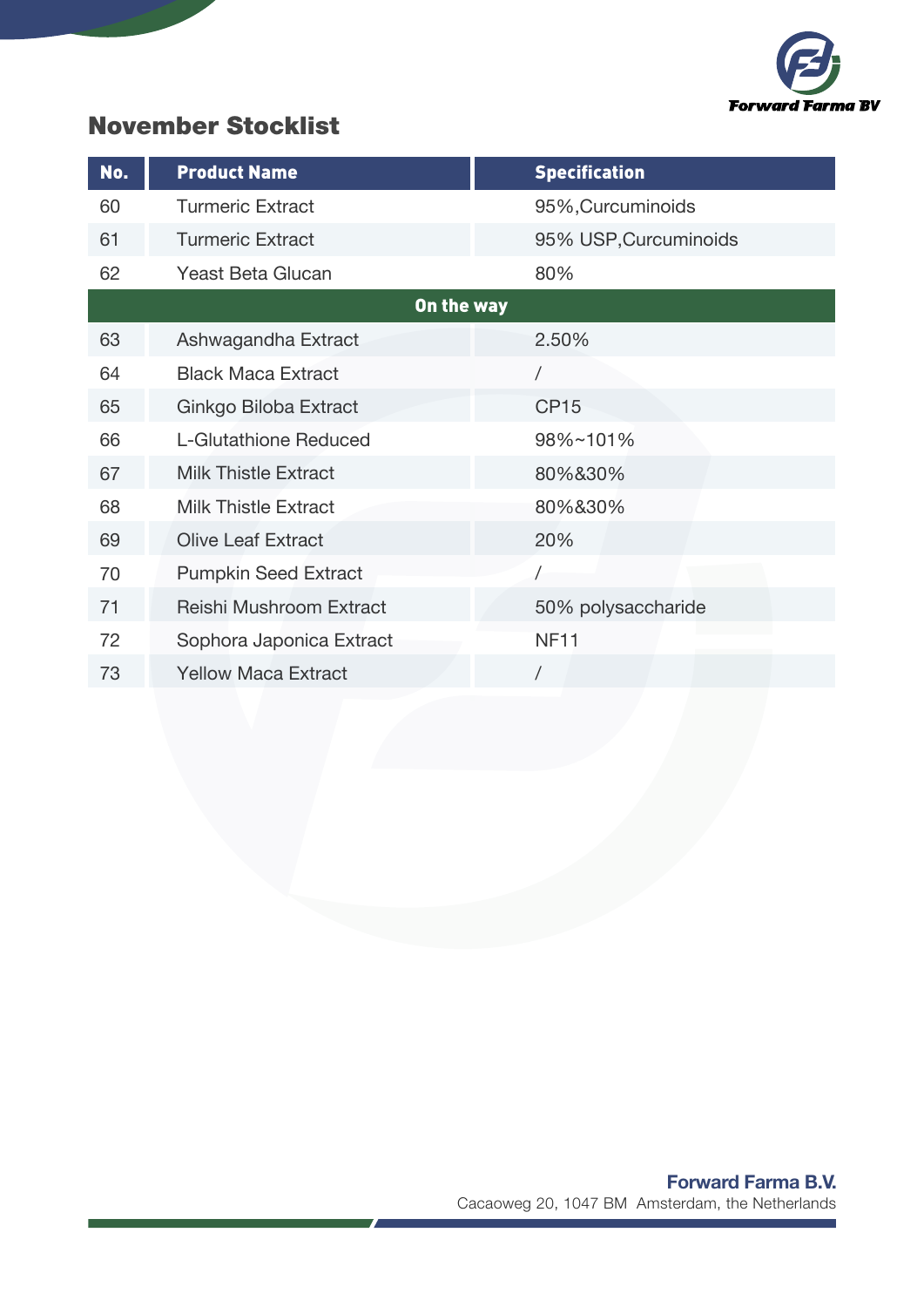Forward Farma BV

## November Stocklist

| No. | Product Name | Specification |
|---|---|---|
| 60 | Turmeric Extract | 95%,Curcuminoids |
| 61 | Turmeric Extract | 95% USP,Curcuminoids |
| 62 | Yeast Beta Glucan | 80% |
| **On the way** | | |
| 63 | Ashwagandha Extract | 2.50% |
| 64 | Black Maca Extract | / |
| 65 | Ginkgo Biloba Extract | CP15 |
| 66 | L-Glutathione Reduced | 98%~101% |
| 67 | Milk Thistle Extract | 80%&30% |
| 68 | Milk Thistle Extract | 80%&30% |
| 69 | Olive Leaf Extract | 20% |
| 70 | Pumpkin Seed Extract | / |
| 71 | Reishi Mushroom Extract | 50% polysaccharide |
| 72 | Sophora Japonica Extract | NF11 |
| 73 | Yellow Maca Extract | / |

**Forward Farma B.V.**
Cacaoweg 20, 1047 BM Amsterdam, the Netherlands